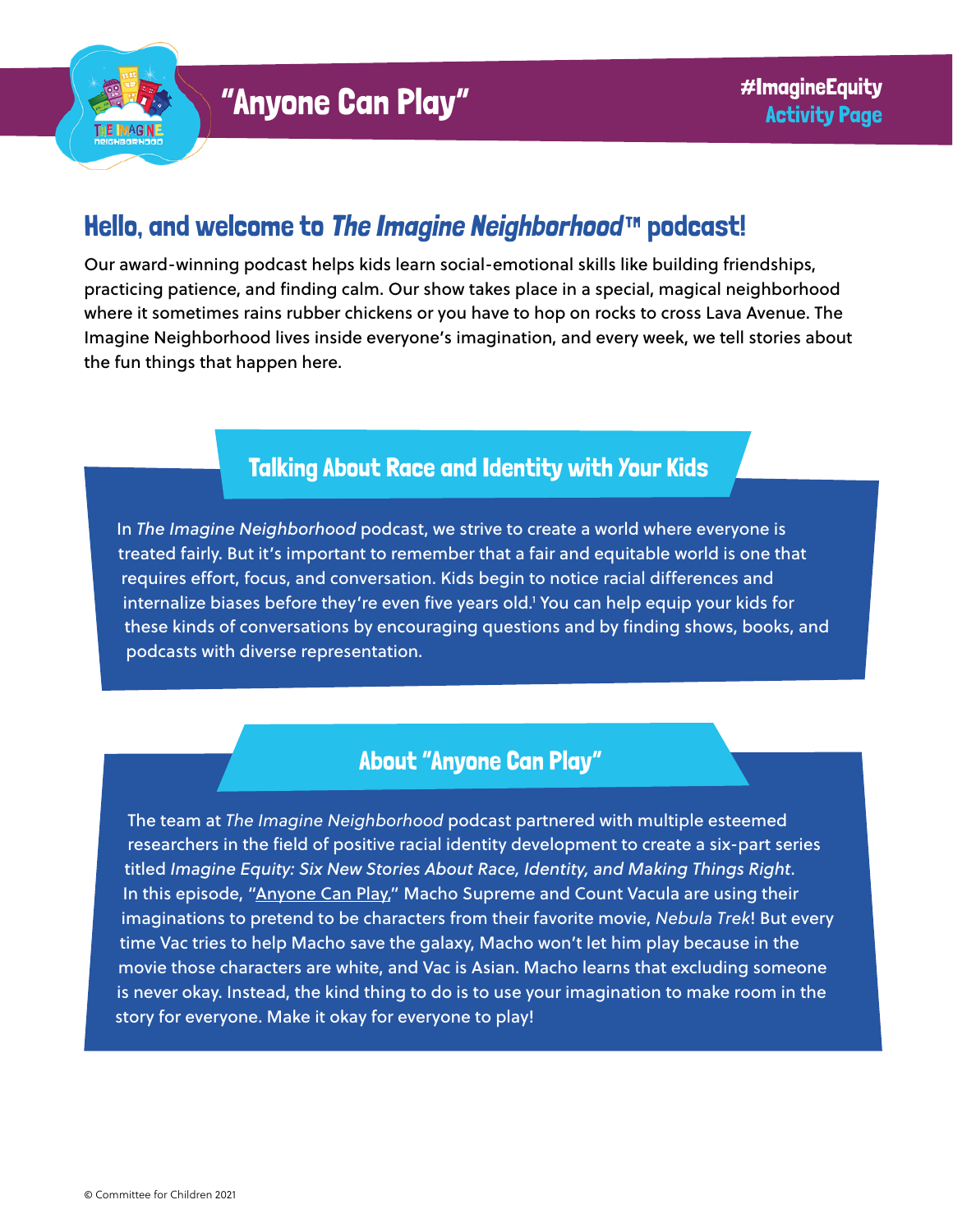# "Anyone Can Play"

#ImagineEquity
Activity Page

## Hello, and welcome to *The Imagine Neighborhood*™ podcast!

Our award-winning podcast helps kids learn social-emotional skills like building friendships, practicing patience, and finding calm. Our show takes place in a special, magical neighborhood where it sometimes rains rubber chickens or you have to hop on rocks to cross Lava Avenue. The Imagine Neighborhood lives inside everyone's imagination, and every week, we tell stories about the fun things that happen here.

### Talking About Race and Identity with *Your* Kids

In *The Imagine Neighborhood* podcast, we strive to create a world where everyone is treated fairly. But it's important to remember that a fair and equitable world is one that requires effort, focus, and conversation. Kids begin to notice racial differences and internalize biases before they're even five years old.[1] You can help equip your kids for these kinds of conversations by encouraging questions and by finding shows, books, and podcasts with diverse representation.

### About "Anyone Can Play"

The team at *The Imagine Neighborhood* podcast partnered with multiple esteemed researchers in the field of positive racial identity development to create a six-part series titled *Imagine Equity: Six New Stories About Race, Identity, and Making Things Right*. In this episode, "Anyone Can Play," Macho Supreme and Count Vacula are using their imaginations to pretend to be characters from their favorite movie, *Nebula Trek*! But every time Vac tries to help Macho save the galaxy, Macho won't let him play because in the movie those characters are white, and Vac is Asian. Macho learns that excluding someone is never okay. Instead, the kind thing to do is to use your imagination to make room in the story for everyone. Make it okay for everyone to play!

© Committee for Children 2021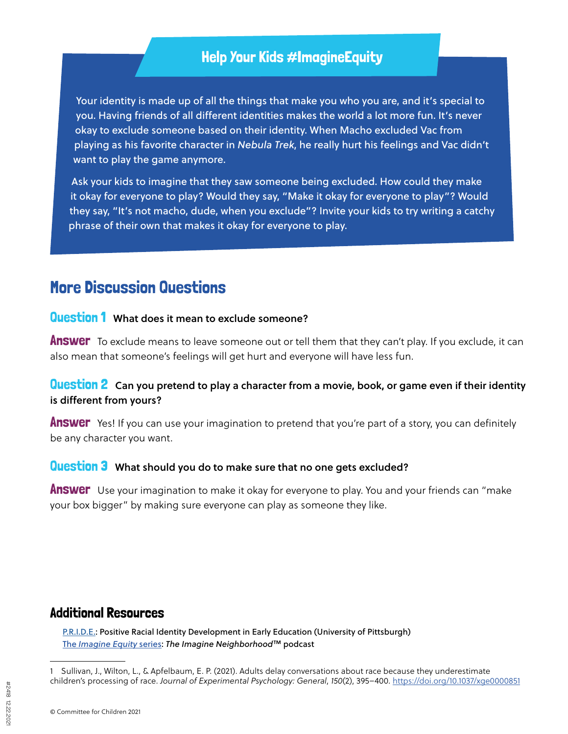## Help Your Kids #ImagineEquity

Your identity is made up of all the things that make you who you are, and it's special to you. Having friends of all different identities makes the world a lot more fun. It's never okay to exclude someone based on their identity. When Macho excluded Vac from playing as his favorite character in *Nebula Trek*, he really hurt his feelings and Vac didn't want to play the game anymore.

Ask your kids to imagine that they saw someone being excluded. How could they make it okay for everyone to play? Would they say, "Make it okay for everyone to play"? Would they say, "It's not macho, dude, when you exclude"? Invite your kids to try writing a catchy phrase of their own that makes it okay for everyone to play.

## More Discussion Questions

**Question 1** **What does it mean to exclude someone?**

**Answer** To exclude means to leave someone out or tell them that they can't play. If you exclude, it can also mean that someone's feelings will get hurt and everyone will have less fun.

**Question 2** **Can you pretend to play a character from a movie, book, or game even if their identity is different from yours?**

**Answer** Yes! If you can use your imagination to pretend that you're part of a story, you can definitely be any character you want.

**Question 3** **What should you do to make sure that no one gets excluded?**

**Answer** Use your imagination to make it okay for everyone to play. You and your friends can "make your box bigger" by making sure everyone can play as someone they like.

## Additional Resources

P.R.I.D.E.: Positive Racial Identity Development in Early Education (University of Pittsburgh)
The *Imagine Equity* series: *The Imagine Neighborhood*™ podcast

1 Sullivan, J., Wilton, L., & Apfelbaum, E. P. (2021). Adults delay conversations about race because they underestimate children's processing of race. *Journal of Experimental Psychology: General*, *150*(2), 395–400. https://doi.org/10.1037/xge0000851

© Committee for Children 2021

#2418 12.22.2021